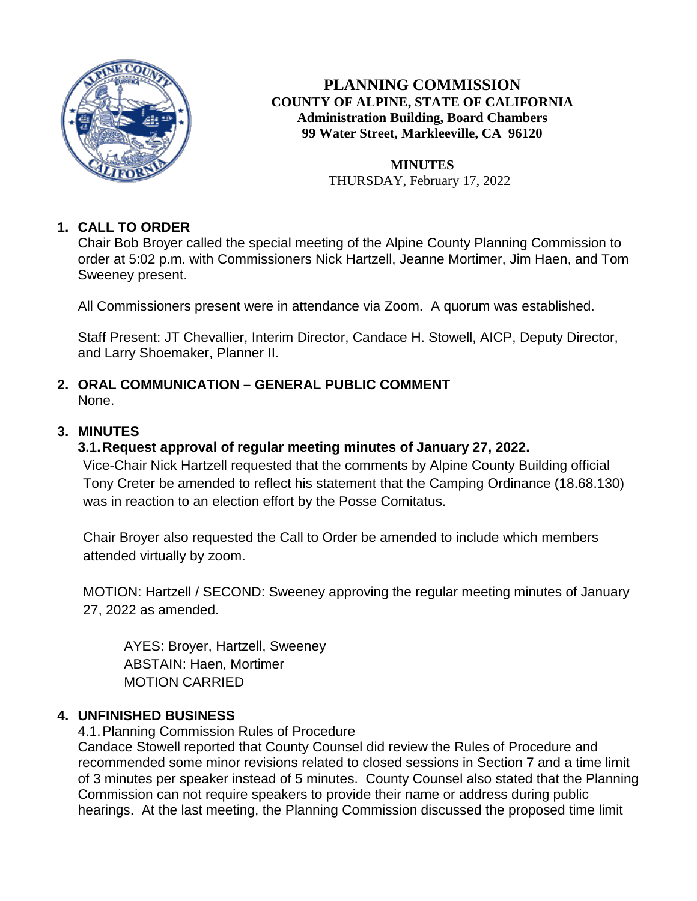# PLANNING COMMISSION

**COUNTY OF ALPINE, STATE OF CALIFORNIA**
**Administration Building, Board Chambers**
**99 Water Street, Markleeville, CA 96120**

**MINUTES**
THURSDAY, February 17, 2022

## 1. CALL TO ORDER

Chair Bob Broyer called the special meeting of the Alpine County Planning Commission to order at 5:02 p.m. with Commissioners Nick Hartzell, Jeanne Mortimer, Jim Haen, and Tom Sweeney present.

All Commissioners present were in attendance via Zoom. A quorum was established.

Staff Present: JT Chevallier, Interim Director, Candace H. Stowell, AICP, Deputy Director, and Larry Shoemaker, Planner II.

## 2. ORAL COMMUNICATION – GENERAL PUBLIC COMMENT

None.

## 3. MINUTES

### 3.1. Request approval of regular meeting minutes of January 27, 2022.

Vice-Chair Nick Hartzell requested that the comments by Alpine County Building official Tony Creter be amended to reflect his statement that the Camping Ordinance (18.68.130) was in reaction to an election effort by the Posse Comitatus.

Chair Broyer also requested the Call to Order be amended to include which members attended virtually by zoom.

MOTION: Hartzell / SECOND: Sweeney approving the regular meeting minutes of January 27, 2022 as amended.

AYES: Broyer, Hartzell, Sweeney
ABSTAIN: Haen, Mortimer
MOTION CARRIED

## 4. UNFINISHED BUSINESS

4.1. Planning Commission Rules of Procedure

Candace Stowell reported that County Counsel did review the Rules of Procedure and recommended some minor revisions related to closed sessions in Section 7 and a time limit of 3 minutes per speaker instead of 5 minutes. County Counsel also stated that the Planning Commission can not require speakers to provide their name or address during public hearings. At the last meeting, the Planning Commission discussed the proposed time limit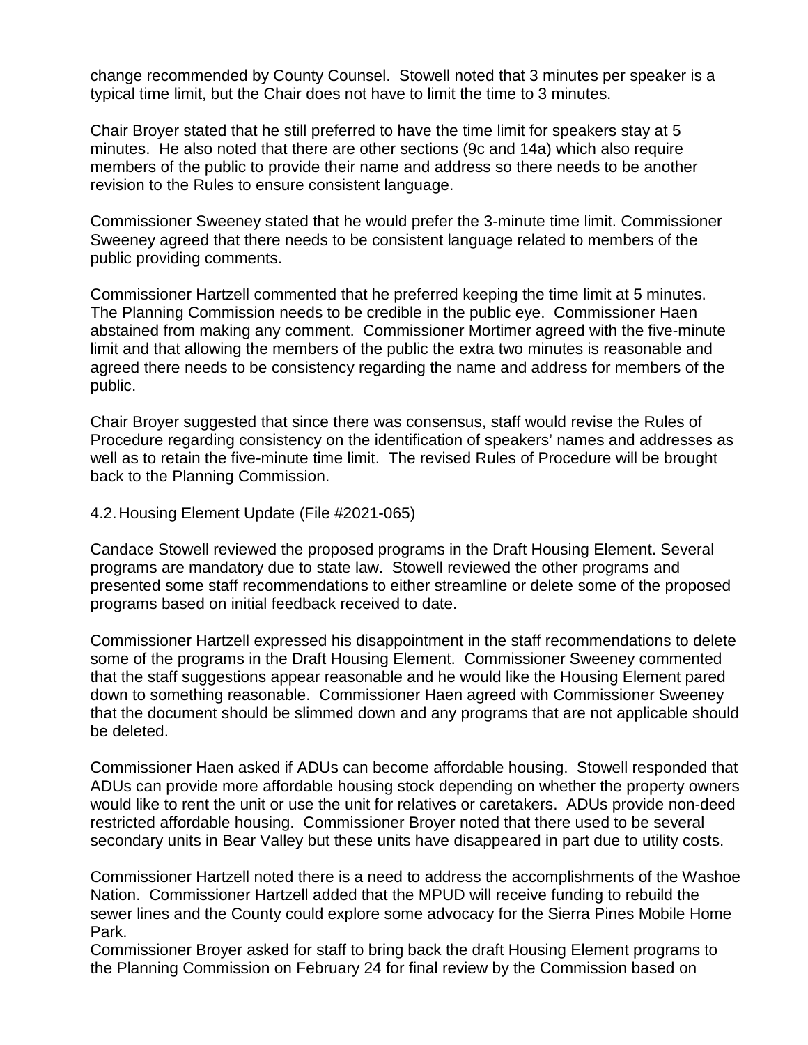change recommended by County Counsel. Stowell noted that 3 minutes per speaker is a typical time limit, but the Chair does not have to limit the time to 3 minutes.

Chair Broyer stated that he still preferred to have the time limit for speakers stay at 5 minutes. He also noted that there are other sections (9c and 14a) which also require members of the public to provide their name and address so there needs to be another revision to the Rules to ensure consistent language.

Commissioner Sweeney stated that he would prefer the 3-minute time limit. Commissioner Sweeney agreed that there needs to be consistent language related to members of the public providing comments.

Commissioner Hartzell commented that he preferred keeping the time limit at 5 minutes. The Planning Commission needs to be credible in the public eye. Commissioner Haen abstained from making any comment. Commissioner Mortimer agreed with the five-minute limit and that allowing the members of the public the extra two minutes is reasonable and agreed there needs to be consistency regarding the name and address for members of the public.

Chair Broyer suggested that since there was consensus, staff would revise the Rules of Procedure regarding consistency on the identification of speakers' names and addresses as well as to retain the five-minute time limit. The revised Rules of Procedure will be brought back to the Planning Commission.

4.2. Housing Element Update (File #2021-065)

Candace Stowell reviewed the proposed programs in the Draft Housing Element. Several programs are mandatory due to state law. Stowell reviewed the other programs and presented some staff recommendations to either streamline or delete some of the proposed programs based on initial feedback received to date.

Commissioner Hartzell expressed his disappointment in the staff recommendations to delete some of the programs in the Draft Housing Element. Commissioner Sweeney commented that the staff suggestions appear reasonable and he would like the Housing Element pared down to something reasonable. Commissioner Haen agreed with Commissioner Sweeney that the document should be slimmed down and any programs that are not applicable should be deleted.

Commissioner Haen asked if ADUs can become affordable housing. Stowell responded that ADUs can provide more affordable housing stock depending on whether the property owners would like to rent the unit or use the unit for relatives or caretakers. ADUs provide non-deed restricted affordable housing. Commissioner Broyer noted that there used to be several secondary units in Bear Valley but these units have disappeared in part due to utility costs.

Commissioner Hartzell noted there is a need to address the accomplishments of the Washoe Nation. Commissioner Hartzell added that the MPUD will receive funding to rebuild the sewer lines and the County could explore some advocacy for the Sierra Pines Mobile Home Park.

Commissioner Broyer asked for staff to bring back the draft Housing Element programs to the Planning Commission on February 24 for final review by the Commission based on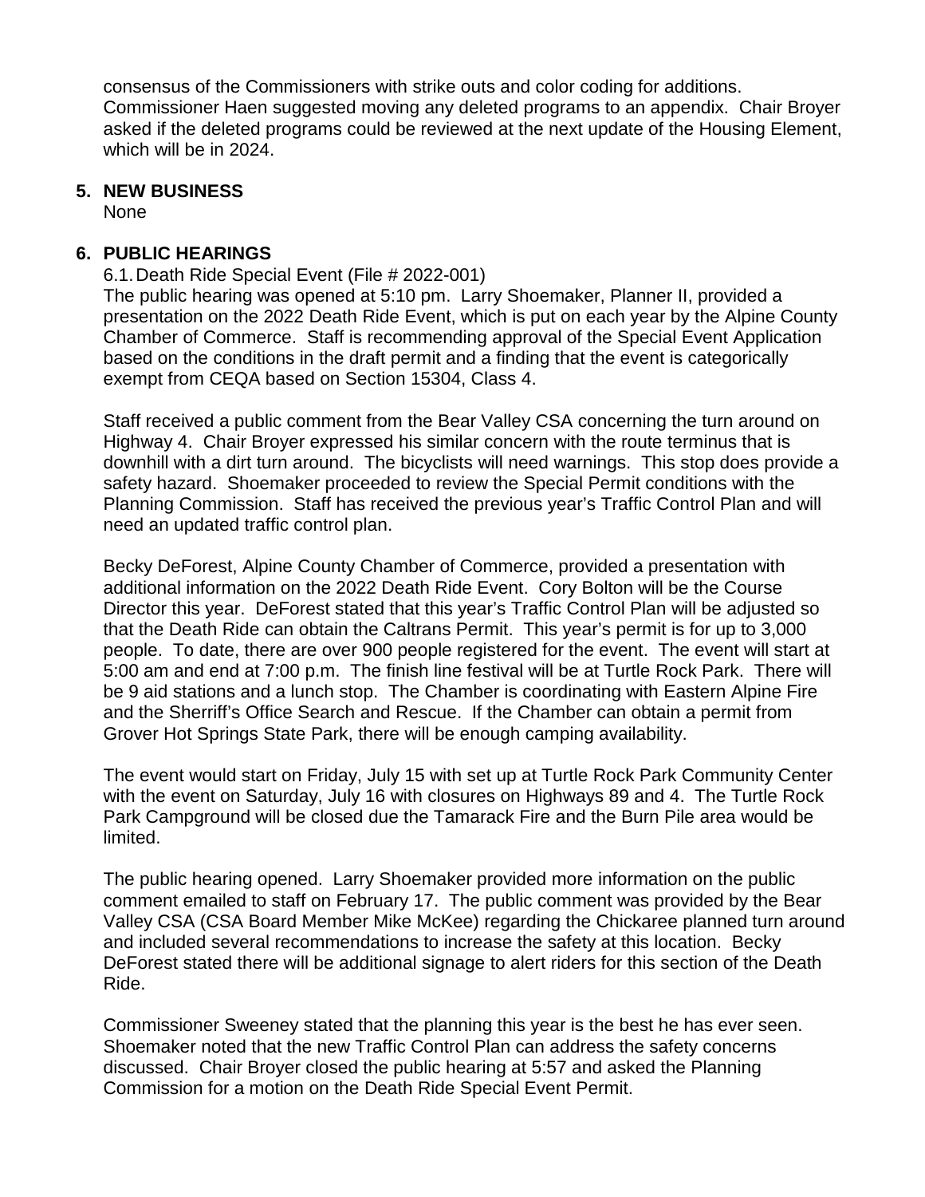consensus of the Commissioners with strike outs and color coding for additions. Commissioner Haen suggested moving any deleted programs to an appendix. Chair Broyer asked if the deleted programs could be reviewed at the next update of the Housing Element, which will be in 2024.

## 5. NEW BUSINESS

None

## 6. PUBLIC HEARINGS

6.1. Death Ride Special Event (File # 2022-001)

The public hearing was opened at 5:10 pm. Larry Shoemaker, Planner II, provided a presentation on the 2022 Death Ride Event, which is put on each year by the Alpine County Chamber of Commerce. Staff is recommending approval of the Special Event Application based on the conditions in the draft permit and a finding that the event is categorically exempt from CEQA based on Section 15304, Class 4.

Staff received a public comment from the Bear Valley CSA concerning the turn around on Highway 4. Chair Broyer expressed his similar concern with the route terminus that is downhill with a dirt turn around. The bicyclists will need warnings. This stop does provide a safety hazard. Shoemaker proceeded to review the Special Permit conditions with the Planning Commission. Staff has received the previous year's Traffic Control Plan and will need an updated traffic control plan.

Becky DeForest, Alpine County Chamber of Commerce, provided a presentation with additional information on the 2022 Death Ride Event. Cory Bolton will be the Course Director this year. DeForest stated that this year's Traffic Control Plan will be adjusted so that the Death Ride can obtain the Caltrans Permit. This year's permit is for up to 3,000 people. To date, there are over 900 people registered for the event. The event will start at 5:00 am and end at 7:00 p.m. The finish line festival will be at Turtle Rock Park. There will be 9 aid stations and a lunch stop. The Chamber is coordinating with Eastern Alpine Fire and the Sherriff's Office Search and Rescue. If the Chamber can obtain a permit from Grover Hot Springs State Park, there will be enough camping availability.

The event would start on Friday, July 15 with set up at Turtle Rock Park Community Center with the event on Saturday, July 16 with closures on Highways 89 and 4. The Turtle Rock Park Campground will be closed due the Tamarack Fire and the Burn Pile area would be limited.

The public hearing opened. Larry Shoemaker provided more information on the public comment emailed to staff on February 17. The public comment was provided by the Bear Valley CSA (CSA Board Member Mike McKee) regarding the Chickaree planned turn around and included several recommendations to increase the safety at this location. Becky DeForest stated there will be additional signage to alert riders for this section of the Death Ride.

Commissioner Sweeney stated that the planning this year is the best he has ever seen. Shoemaker noted that the new Traffic Control Plan can address the safety concerns discussed. Chair Broyer closed the public hearing at 5:57 and asked the Planning Commission for a motion on the Death Ride Special Event Permit.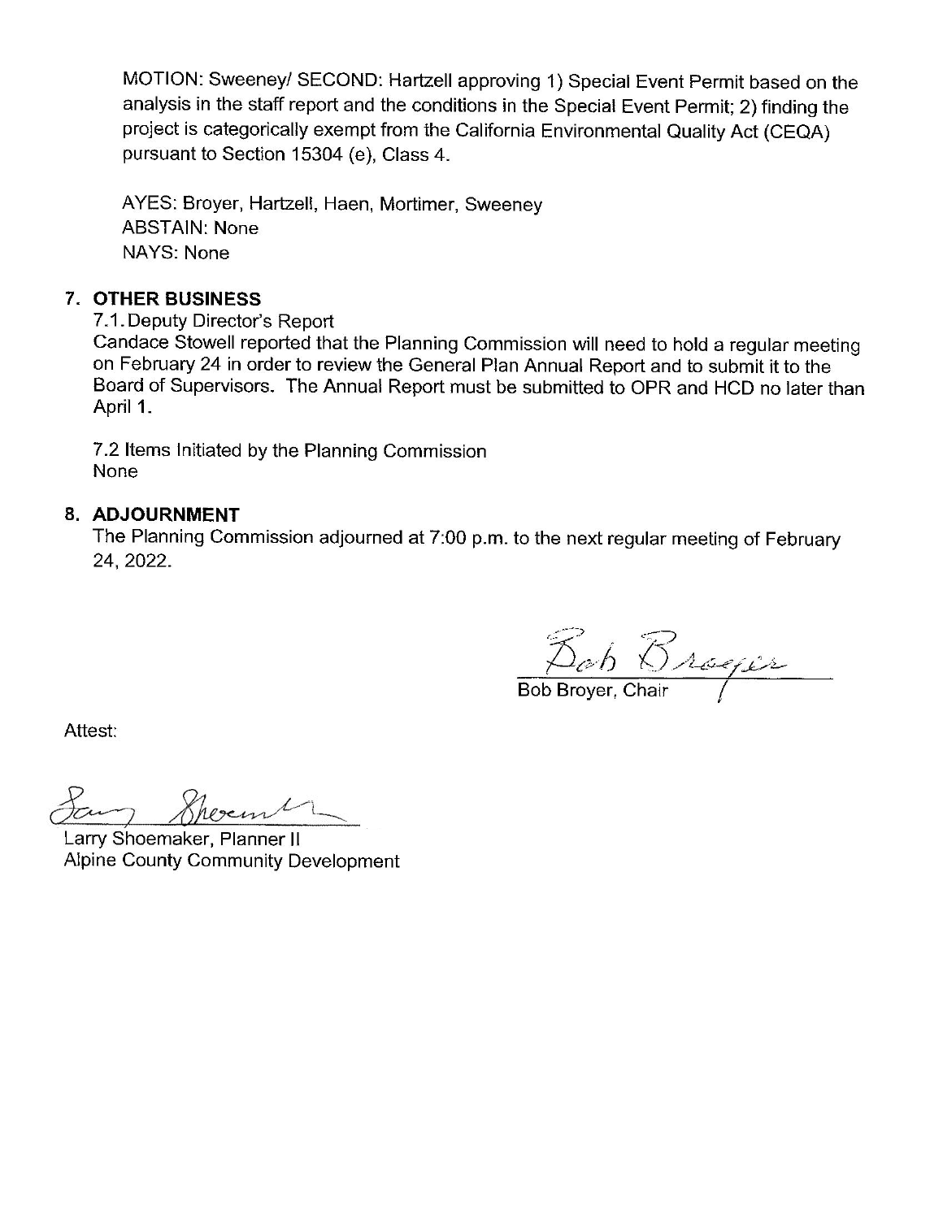MOTION: Sweeney/ SECOND: Hartzell approving 1) Special Event Permit based on the analysis in the staff report and the conditions in the Special Event Permit; 2) finding the project is categorically exempt from the California Environmental Quality Act (CEQA) pursuant to Section 15304 (e), Class 4.

AYES: Broyer, Hartzell, Haen, Mortimer, Sweeney
ABSTAIN: None
NAYS: None

## 7. OTHER BUSINESS

7.1. Deputy Director's Report
Candace Stowell reported that the Planning Commission will need to hold a regular meeting on February 24 in order to review the General Plan Annual Report and to submit it to the Board of Supervisors. The Annual Report must be submitted to OPR and HCD no later than April 1.

7.2 Items Initiated by the Planning Commission
None

## 8. ADJOURNMENT

The Planning Commission adjourned at 7:00 p.m. to the next regular meeting of February 24, 2022.

Bob Broyer
Bob Broyer, Chair

Attest:

Larry Shoemaker
Larry Shoemaker, Planner II
Alpine County Community Development